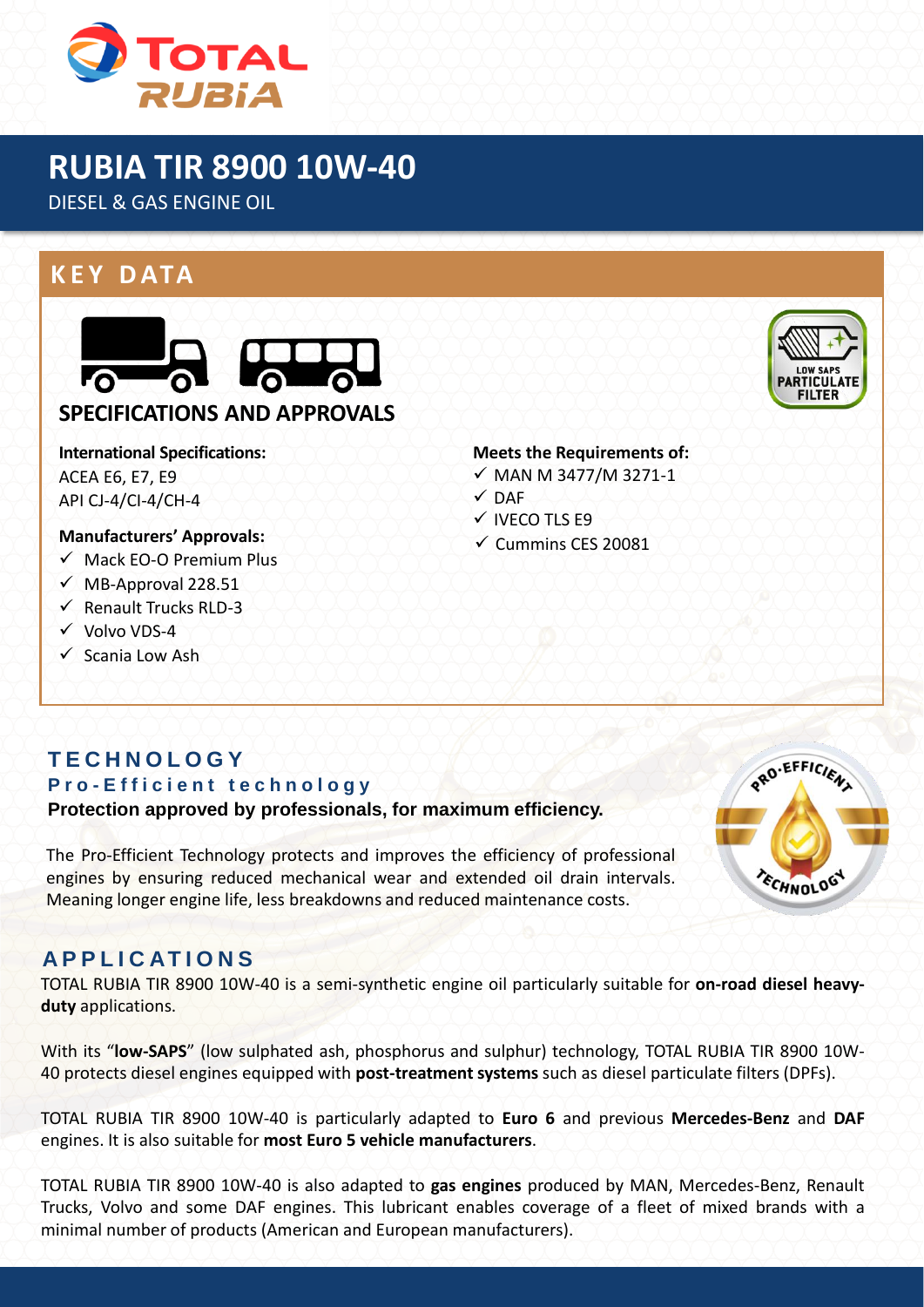# TOTAL RUBIA

# RUBIA TIR 8900 10W-40

DIESEL & GAS ENGINE OIL

## KEY DATA

### SPECIFICATIONS AND APPROVALS

LOW SAPS PARTICULATE FILTER

**International Specifications:**
ACEA E6, E7, E9
API CJ-4/CI-4/CH-4

**Manufacturers' Approvals:**
- ✓ Mack EO-O Premium Plus
- ✓ MB-Approval 228.51
- ✓ Renault Trucks RLD-3
- ✓ Volvo VDS-4
- ✓ Scania Low Ash

**Meets the Requirements of:**
- ✓ MAN M 3477/M 3271-1
- ✓ DAF
- ✓ IVECO TLS E9
- ✓ Cummins CES 20081

## TECHNOLOGY

### Pro-Efficient technology

**Protection approved by professionals, for maximum efficiency.**

The Pro-Efficient Technology protects and improves the efficiency of professional engines by ensuring reduced mechanical wear and extended oil drain intervals. Meaning longer engine life, less breakdowns and reduced maintenance costs.

PRO-EFFICIENT TECHNOLOGY

## APPLICATIONS

TOTAL RUBIA TIR 8900 10W-40 is a semi-synthetic engine oil particularly suitable for **on-road diesel heavy-duty** applications.

With its "**low-SAPS**" (low sulphated ash, phosphorus and sulphur) technology, TOTAL RUBIA TIR 8900 10W-40 protects diesel engines equipped with **post-treatment systems** such as diesel particulate filters (DPFs).

TOTAL RUBIA TIR 8900 10W-40 is particularly adapted to **Euro 6** and previous **Mercedes-Benz** and **DAF** engines. It is also suitable for **most Euro 5 vehicle manufacturers**.

TOTAL RUBIA TIR 8900 10W-40 is also adapted to **gas engines** produced by MAN, Mercedes-Benz, Renault Trucks, Volvo and some DAF engines. This lubricant enables coverage of a fleet of mixed brands with a minimal number of products (American and European manufacturers).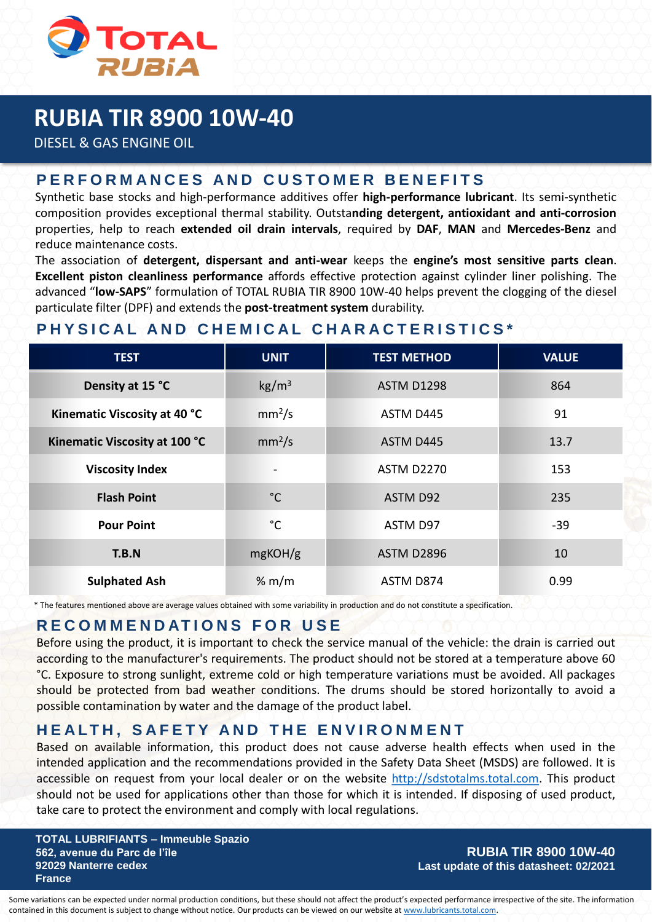# RUBIA TIR 8900 10W-40

DIESEL & GAS ENGINE OIL

## PERFORMANCES AND CUSTOMER BENEFITS

Synthetic base stocks and high-performance additives offer **high-performance lubricant**. Its semi-synthetic composition provides exceptional thermal stability. Outsta**nding detergent, antioxidant and anti-corrosion** properties, help to reach **extended oil drain intervals**, required by **DAF**, **MAN** and **Mercedes-Benz** and reduce maintenance costs.

The association of **detergent, dispersant and anti-wear** keeps the **engine's most sensitive parts clean**. **Excellent piston cleanliness performance** affords effective protection against cylinder liner polishing. The advanced "**low-SAPS**" formulation of TOTAL RUBIA TIR 8900 10W-40 helps prevent the clogging of the diesel particulate filter (DPF) and extends the **post-treatment system** durability.

## PHYSICAL AND CHEMICAL CHARACTERISTICS*

| TEST | UNIT | TEST METHOD | VALUE |
|---|---|---|---|
| **Density at 15 °C** | $kg/m^3$ | ASTM D1298 | 864 |
| **Kinematic Viscosity at 40 °C** | $mm^2/s$ | ASTM D445 | 91 |
| **Kinematic Viscosity at 100 °C** | $mm^2/s$ | ASTM D445 | 13.7 |
| **Viscosity Index** | - | ASTM D2270 | 153 |
| **Flash Point** | °C | ASTM D92 | 235 |
| **Pour Point** | °C | ASTM D97 | -39 |
| **T.B.N** | mgKOH/g | ASTM D2896 | 10 |
| **Sulphated Ash** | % m/m | ASTM D874 | 0.99 |

* The features mentioned above are average values obtained with some variability in production and do not constitute a specification.

## RECOMMENDATIONS FOR USE

Before using the product, it is important to check the service manual of the vehicle: the drain is carried out according to the manufacturer's requirements. The product should not be stored at a temperature above 60 °C. Exposure to strong sunlight, extreme cold or high temperature variations must be avoided. All packages should be protected from bad weather conditions. The drums should be stored horizontally to avoid a possible contamination by water and the damage of the product label.

## HEALTH, SAFETY AND THE ENVIRONMENT

Based on available information, this product does not cause adverse health effects when used in the intended application and the recommendations provided in the Safety Data Sheet (MSDS) are followed. It is accessible on request from your local dealer or on the website http://sdstotalms.total.com. This product should not be used for applications other than those for which it is intended. If disposing of used product, take care to protect the environment and comply with local regulations.

**TOTAL LUBRIFIANTS – Immeuble Spazio**
**562, avenue du Parc de l'île**
**92029 Nanterre cedex**
**France**

**RUBIA TIR 8900 10W-40**
**Last update of this datasheet: 02/2021**

Some variations can be expected under normal production conditions, but these should not affect the product's expected performance irrespective of the site. The information contained in this document is subject to change without notice. Our products can be viewed on our website at www.lubricants.total.com.